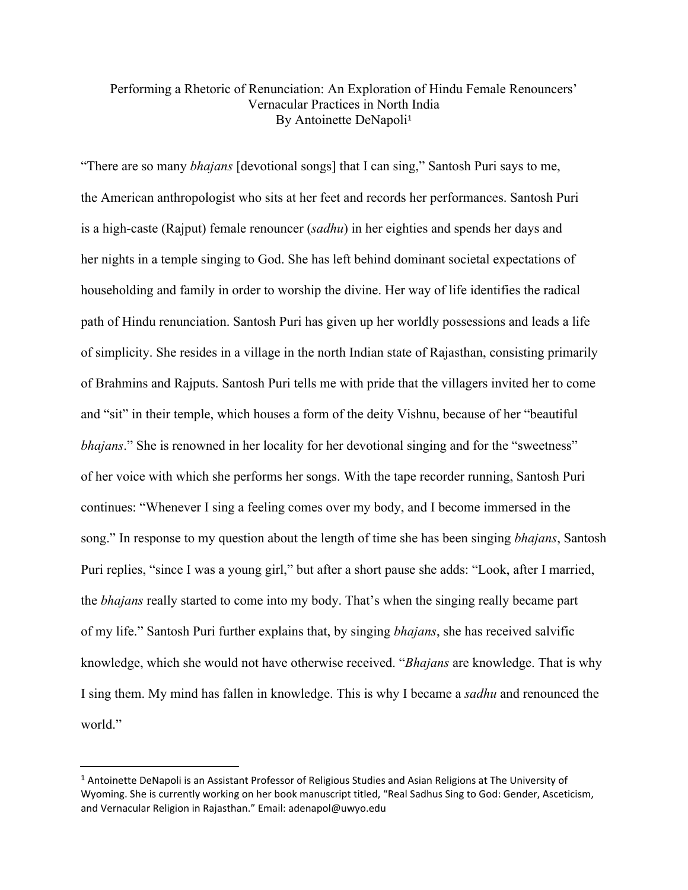# Performing a Rhetoric of Renunciation: An Exploration of Hindu Female Renouncers' Vernacular Practices in North India

By Antoinette DeNapoli[1]

"There are so many *bhajans* [devotional songs] that I can sing," Santosh Puri says to me, the American anthropologist who sits at her feet and records her performances. Santosh Puri is a high-caste (Rajput) female renouncer (*sadhu*) in her eighties and spends her days and her nights in a temple singing to God. She has left behind dominant societal expectations of householding and family in order to worship the divine. Her way of life identifies the radical path of Hindu renunciation. Santosh Puri has given up her worldly possessions and leads a life of simplicity. She resides in a village in the north Indian state of Rajasthan, consisting primarily of Brahmins and Rajputs. Santosh Puri tells me with pride that the villagers invited her to come and "sit" in their temple, which houses a form of the deity Vishnu, because of her "beautiful *bhajans*." She is renowned in her locality for her devotional singing and for the "sweetness" of her voice with which she performs her songs. With the tape recorder running, Santosh Puri continues: "Whenever I sing a feeling comes over my body, and I become immersed in the song." In response to my question about the length of time she has been singing *bhajans*, Santosh Puri replies, "since I was a young girl," but after a short pause she adds: "Look, after I married, the *bhajans* really started to come into my body. That's when the singing really became part of my life." Santosh Puri further explains that, by singing *bhajans*, she has received salvific knowledge, which she would not have otherwise received. "*Bhajans* are knowledge. That is why I sing them. My mind has fallen in knowledge. This is why I became a *sadhu* and renounced the world."

---

[1] Antoinette DeNapoli is an Assistant Professor of Religious Studies and Asian Religions at The University of Wyoming. She is currently working on her book manuscript titled, "Real Sadhus Sing to God: Gender, Asceticism, and Vernacular Religion in Rajasthan." Email: adenapol@uwyo.edu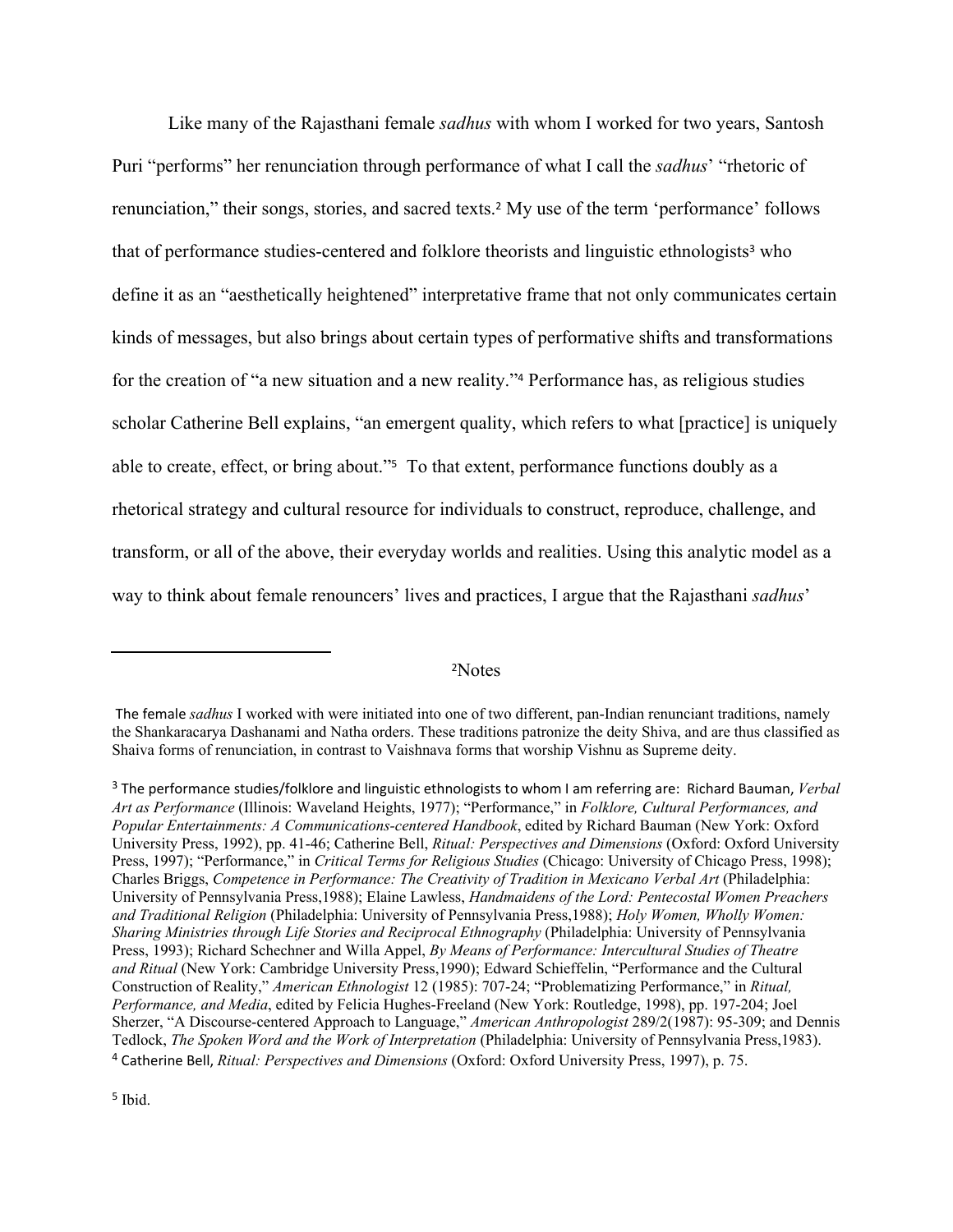Like many of the Rajasthani female *sadhus* with whom I worked for two years, Santosh Puri "performs" her renunciation through performance of what I call the *sadhus*' "rhetoric of renunciation," their songs, stories, and sacred texts.[2] My use of the term 'performance' follows that of performance studies-centered and folklore theorists and linguistic ethnologists[3] who define it as an "aesthetically heightened" interpretative frame that not only communicates certain kinds of messages, but also brings about certain types of performative shifts and transformations for the creation of "a new situation and a new reality."[4] Performance has, as religious studies scholar Catherine Bell explains, "an emergent quality, which refers to what [practice] is uniquely able to create, effect, or bring about."[5] To that extent, performance functions doubly as a rhetorical strategy and cultural resource for individuals to construct, reproduce, challenge, and transform, or all of the above, their everyday worlds and realities. Using this analytic model as a way to think about female renouncers' lives and practices, I argue that the Rajasthani *sadhus*'

---

[2]Notes

The female *sadhus* I worked with were initiated into one of two different, pan-Indian renunciant traditions, namely the Shankaracarya Dashanami and Natha orders. These traditions patronize the deity Shiva, and are thus classified as Shaiva forms of renunciation, in contrast to Vaishnava forms that worship Vishnu as Supreme deity.

[3] The performance studies/folklore and linguistic ethnologists to whom I am referring are: Richard Bauman, *Verbal Art as Performance* (Illinois: Waveland Heights, 1977); "Performance," in *Folklore, Cultural Performances, and Popular Entertainments: A Communications-centered Handbook*, edited by Richard Bauman (New York: Oxford University Press, 1992), pp. 41-46; Catherine Bell, *Ritual: Perspectives and Dimensions* (Oxford: Oxford University Press, 1997); "Performance," in *Critical Terms for Religious Studies* (Chicago: University of Chicago Press, 1998); Charles Briggs, *Competence in Performance: The Creativity of Tradition in Mexicano Verbal Art* (Philadelphia: University of Pennsylvania Press,1988); Elaine Lawless, *Handmaidens of the Lord: Pentecostal Women Preachers and Traditional Religion* (Philadelphia: University of Pennsylvania Press,1988); *Holy Women, Wholly Women: Sharing Ministries through Life Stories and Reciprocal Ethnography* (Philadelphia: University of Pennsylvania Press, 1993); Richard Schechner and Willa Appel, *By Means of Performance: Intercultural Studies of Theatre and Ritual* (New York: Cambridge University Press,1990); Edward Schieffelin, "Performance and the Cultural Construction of Reality," *American Ethnologist* 12 (1985): 707-24; "Problematizing Performance," in *Ritual, Performance, and Media*, edited by Felicia Hughes-Freeland (New York: Routledge, 1998), pp. 197-204; Joel Sherzer, "A Discourse-centered Approach to Language," *American Anthropologist* 289/2(1987): 95-309; and Dennis Tedlock, *The Spoken Word and the Work of Interpretation* (Philadelphia: University of Pennsylvania Press,1983).

[4] Catherine Bell, *Ritual: Perspectives and Dimensions* (Oxford: Oxford University Press, 1997), p. 75.

[5] Ibid.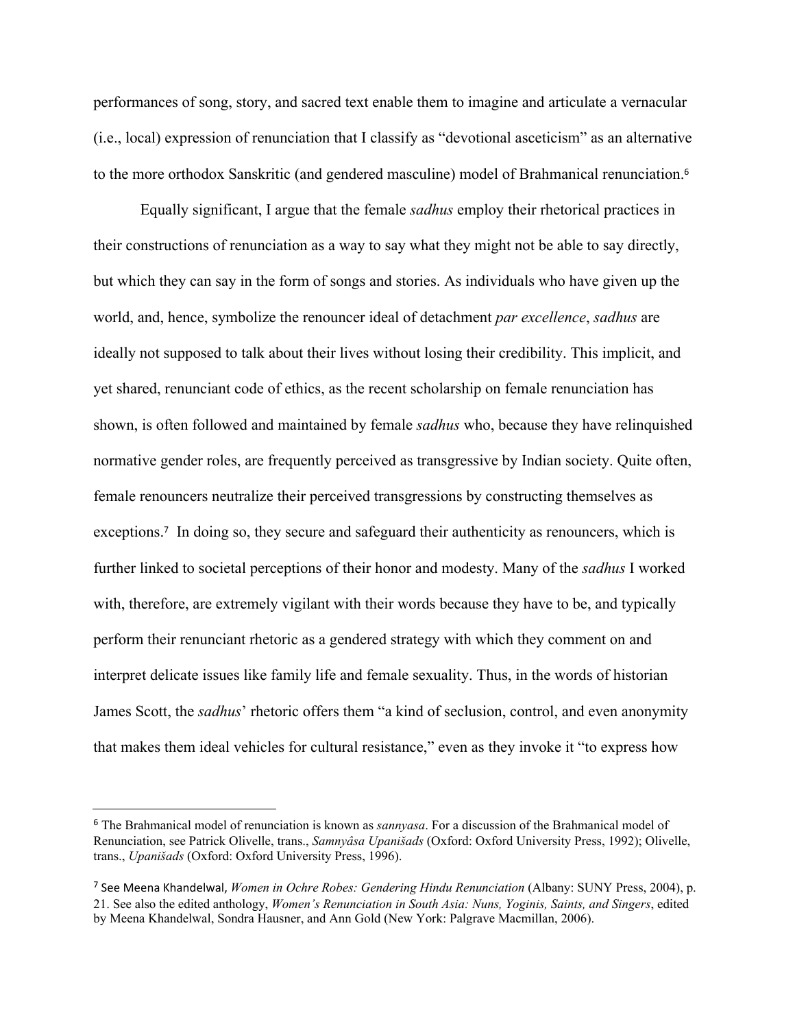performances of song, story, and sacred text enable them to imagine and articulate a vernacular (i.e., local) expression of renunciation that I classify as "devotional asceticism" as an alternative to the more orthodox Sanskritic (and gendered masculine) model of Brahmanical renunciation.[6]

Equally significant, I argue that the female *sadhus* employ their rhetorical practices in their constructions of renunciation as a way to say what they might not be able to say directly, but which they can say in the form of songs and stories. As individuals who have given up the world, and, hence, symbolize the renouncer ideal of detachment *par excellence*, *sadhus* are ideally not supposed to talk about their lives without losing their credibility. This implicit, and yet shared, renunciant code of ethics, as the recent scholarship on female renunciation has shown, is often followed and maintained by female *sadhus* who, because they have relinquished normative gender roles, are frequently perceived as transgressive by Indian society. Quite often, female renouncers neutralize their perceived transgressions by constructing themselves as exceptions.[7] In doing so, they secure and safeguard their authenticity as renouncers, which is further linked to societal perceptions of their honor and modesty. Many of the *sadhus* I worked with, therefore, are extremely vigilant with their words because they have to be, and typically perform their renunciant rhetoric as a gendered strategy with which they comment on and interpret delicate issues like family life and female sexuality. Thus, in the words of historian James Scott, the *sadhus*' rhetoric offers them "a kind of seclusion, control, and even anonymity that makes them ideal vehicles for cultural resistance," even as they invoke it "to express how

---

[6] The Brahmanical model of renunciation is known as *sannyasa*. For a discussion of the Brahmanical model of Renunciation, see Patrick Olivelle, trans., *Samnyâsa Upanišads* (Oxford: Oxford University Press, 1992); Olivelle, trans., *Upanišads* (Oxford: Oxford University Press, 1996).

[7] See Meena Khandelwal, *Women in Ochre Robes: Gendering Hindu Renunciation* (Albany: SUNY Press, 2004), p. 21. See also the edited anthology, *Women's Renunciation in South Asia: Nuns, Yoginis, Saints, and Singers*, edited by Meena Khandelwal, Sondra Hausner, and Ann Gold (New York: Palgrave Macmillan, 2006).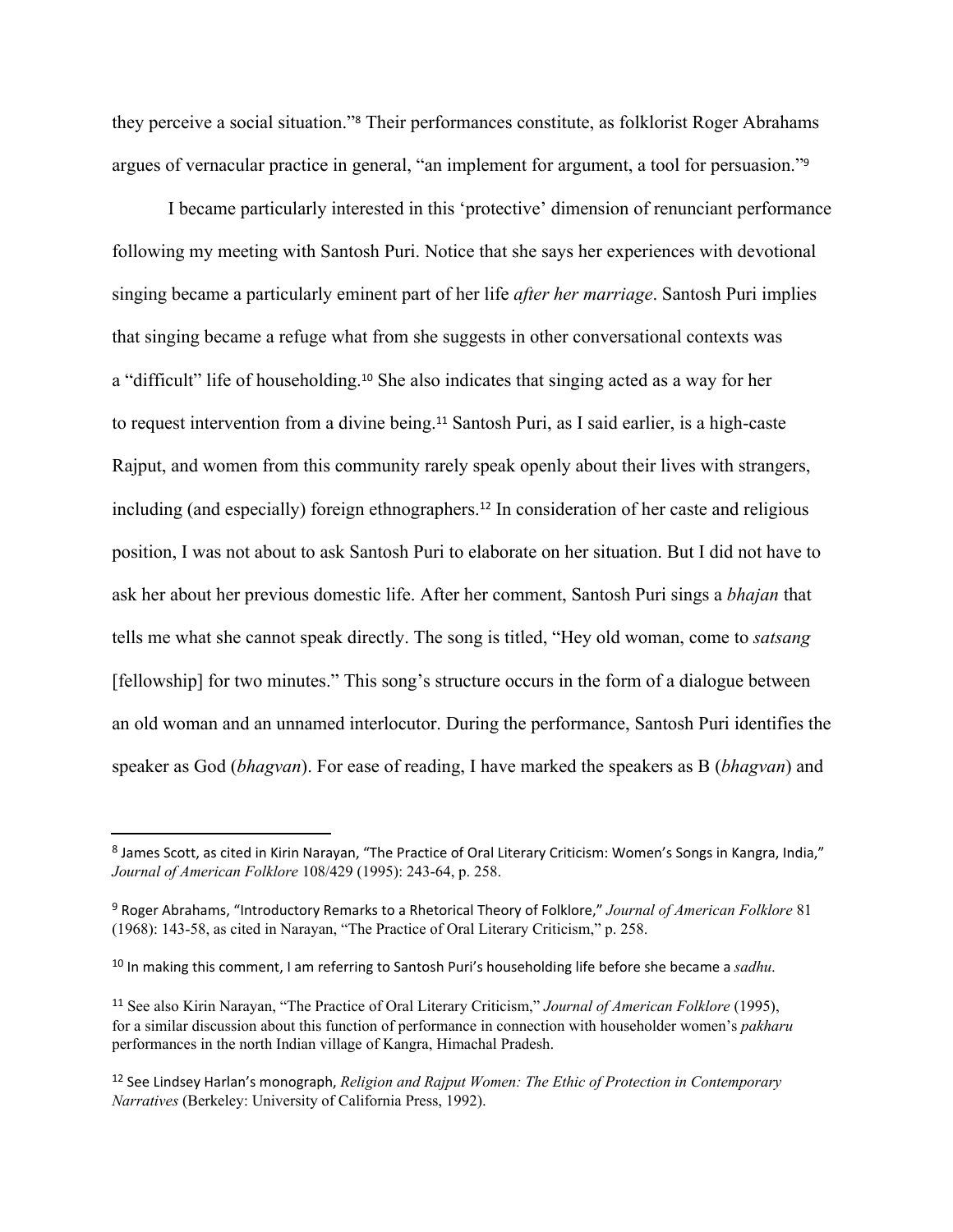they perceive a social situation."[8] Their performances constitute, as folklorist Roger Abrahams argues of vernacular practice in general, "an implement for argument, a tool for persuasion."[9]

I became particularly interested in this 'protective' dimension of renunciant performance following my meeting with Santosh Puri. Notice that she says her experiences with devotional singing became a particularly eminent part of her life *after her marriage*. Santosh Puri implies that singing became a refuge what from she suggests in other conversational contexts was a "difficult" life of householding.[10] She also indicates that singing acted as a way for her to request intervention from a divine being.[11] Santosh Puri, as I said earlier, is a high-caste Rajput, and women from this community rarely speak openly about their lives with strangers, including (and especially) foreign ethnographers.[12] In consideration of her caste and religious position, I was not about to ask Santosh Puri to elaborate on her situation. But I did not have to ask her about her previous domestic life. After her comment, Santosh Puri sings a *bhajan* that tells me what she cannot speak directly. The song is titled, "Hey old woman, come to *satsang* [fellowship] for two minutes." This song's structure occurs in the form of a dialogue between an old woman and an unnamed interlocutor. During the performance, Santosh Puri identifies the speaker as God (*bhagvan*). For ease of reading, I have marked the speakers as B (*bhagvan*) and

---

[8] James Scott, as cited in Kirin Narayan, "The Practice of Oral Literary Criticism: Women's Songs in Kangra, India," *Journal of American Folklore* 108/429 (1995): 243-64, p. 258.

[9] Roger Abrahams, "Introductory Remarks to a Rhetorical Theory of Folklore," *Journal of American Folklore* 81 (1968): 143-58, as cited in Narayan, "The Practice of Oral Literary Criticism," p. 258.

[10] In making this comment, I am referring to Santosh Puri's householding life before she became a *sadhu*.

[11] See also Kirin Narayan, "The Practice of Oral Literary Criticism," *Journal of American Folklore* (1995), for a similar discussion about this function of performance in connection with householder women's *pakharu* performances in the north Indian village of Kangra, Himachal Pradesh.

[12] See Lindsey Harlan's monograph, *Religion and Rajput Women: The Ethic of Protection in Contemporary Narratives* (Berkeley: University of California Press, 1992).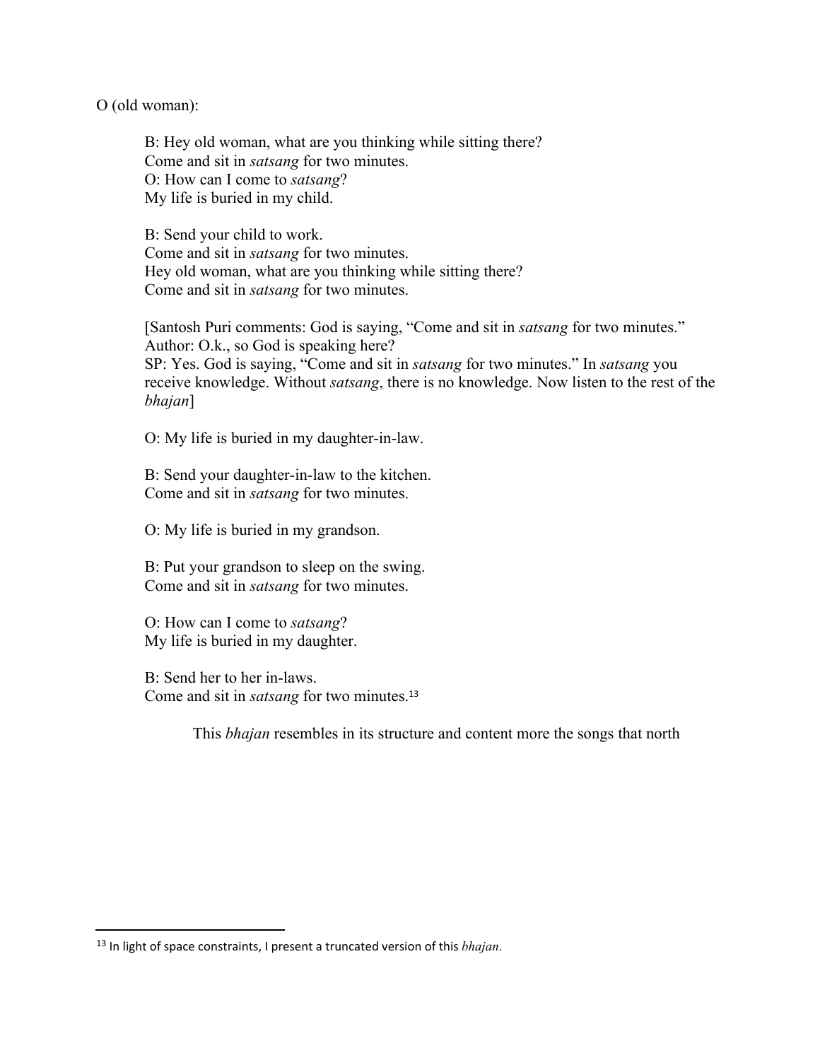O (old woman):

> B: Hey old woman, what are you thinking while sitting there?
> Come and sit in *satsang* for two minutes.
> O: How can I come to *satsang*?
> My life is buried in my child.
>
> B: Send your child to work.
> Come and sit in *satsang* for two minutes.
> Hey old woman, what are you thinking while sitting there?
> Come and sit in *satsang* for two minutes.
>
> [Santosh Puri comments: God is saying, "Come and sit in *satsang* for two minutes."
> Author: O.k., so God is speaking here?
> SP: Yes. God is saying, "Come and sit in *satsang* for two minutes." In *satsang* you receive knowledge. Without *satsang*, there is no knowledge. Now listen to the rest of the *bhajan*]
>
> O: My life is buried in my daughter-in-law.
>
> B: Send your daughter-in-law to the kitchen.
> Come and sit in *satsang* for two minutes.
>
> O: My life is buried in my grandson.
>
> B: Put your grandson to sleep on the swing.
> Come and sit in *satsang* for two minutes.
>
> O: How can I come to *satsang*?
> My life is buried in my daughter.
>
> B: Send her to her in-laws.
> Come and sit in *satsang* for two minutes.[13]

This *bhajan* resembles in its structure and content more the songs that north

[13] In light of space constraints, I present a truncated version of this *bhajan*.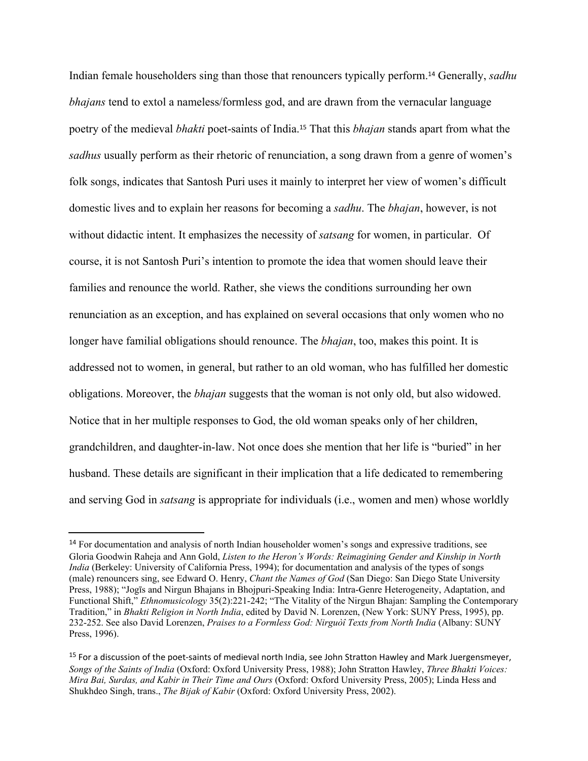Indian female householders sing than those that renouncers typically perform.[14] Generally, *sadhu bhajans* tend to extol a nameless/formless god, and are drawn from the vernacular language poetry of the medieval *bhakti* poet-saints of India.[15] That this *bhajan* stands apart from what the *sadhus* usually perform as their rhetoric of renunciation, a song drawn from a genre of women's folk songs, indicates that Santosh Puri uses it mainly to interpret her view of women's difficult domestic lives and to explain her reasons for becoming a *sadhu*. The *bhajan*, however, is not without didactic intent. It emphasizes the necessity of *satsang* for women, in particular. Of course, it is not Santosh Puri's intention to promote the idea that women should leave their families and renounce the world. Rather, she views the conditions surrounding her own renunciation as an exception, and has explained on several occasions that only women who no longer have familial obligations should renounce. The *bhajan*, too, makes this point. It is addressed not to women, in general, but rather to an old woman, who has fulfilled her domestic obligations. Moreover, the *bhajan* suggests that the woman is not only old, but also widowed. Notice that in her multiple responses to God, the old woman speaks only of her children, grandchildren, and daughter-in-law. Not once does she mention that her life is "buried" in her husband. These details are significant in their implication that a life dedicated to remembering and serving God in *satsang* is appropriate for individuals (i.e., women and men) whose worldly

---

[14] For documentation and analysis of north Indian householder women's songs and expressive traditions, see Gloria Goodwin Raheja and Ann Gold, *Listen to the Heron's Words: Reimagining Gender and Kinship in North India* (Berkeley: University of California Press, 1994); for documentation and analysis of the types of songs (male) renouncers sing, see Edward O. Henry, *Chant the Names of God* (San Diego: San Diego State University Press, 1988); "Jogīs and Nirgun Bhajans in Bhojpuri-Speaking India: Intra-Genre Heterogeneity, Adaptation, and Functional Shift," *Ethnomusicology* 35(2):221-242; "The Vitality of the Nirgun Bhajan: Sampling the Contemporary Tradition," in *Bhakti Religion in North India*, edited by David N. Lorenzen, (New York: SUNY Press, 1995), pp. 232-252. See also David Lorenzen, *Praises to a Formless God: Nirguṇī Texts from North India* (Albany: SUNY Press, 1996).

[15] For a discussion of the poet-saints of medieval north India, see John Stratton Hawley and Mark Juergensmeyer, *Songs of the Saints of India* (Oxford: Oxford University Press, 1988); John Stratton Hawley, *Three Bhakti Voices: Mira Bai, Surdas, and Kabir in Their Time and Ours* (Oxford: Oxford University Press, 2005); Linda Hess and Shukhdeo Singh, trans., *The Bijak of Kabir* (Oxford: Oxford University Press, 2002).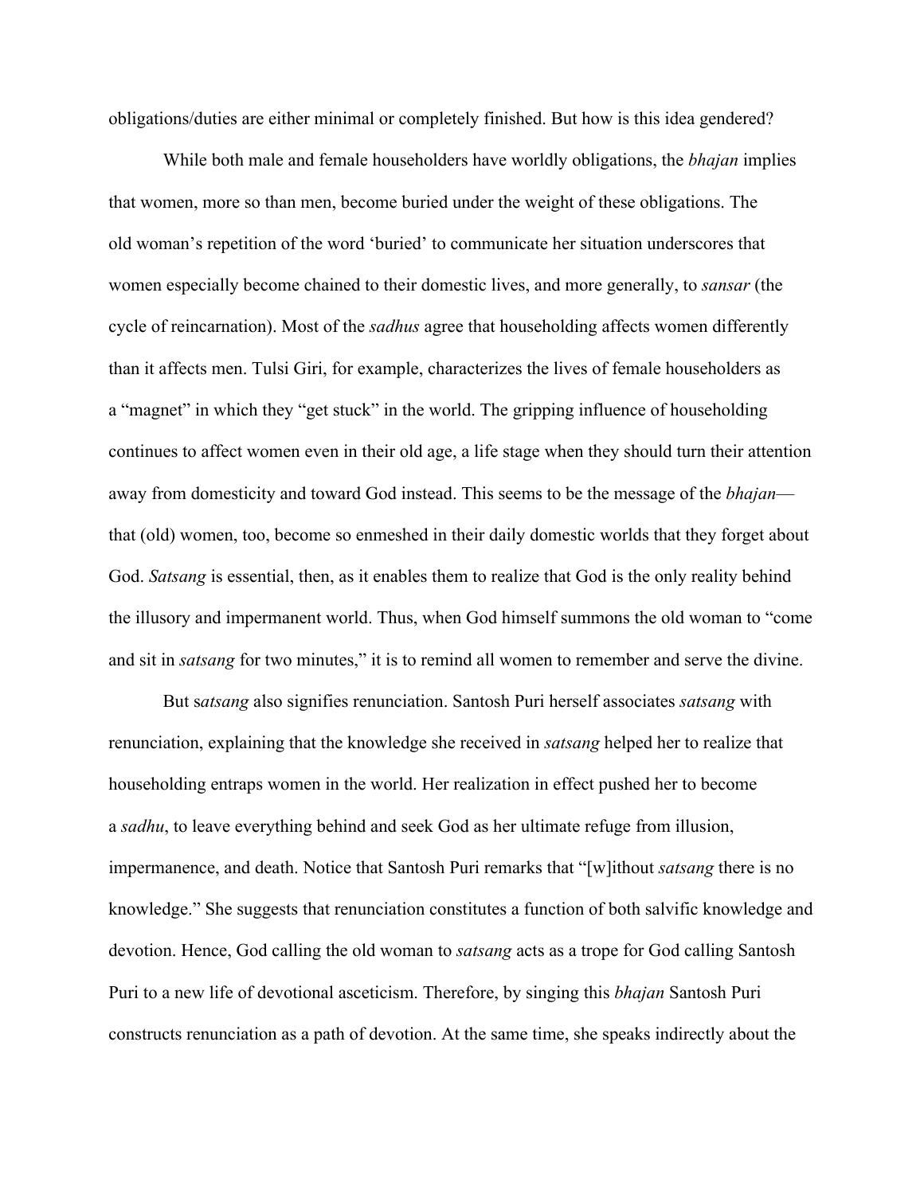obligations/duties are either minimal or completely finished. But how is this idea gendered?

While both male and female householders have worldly obligations, the *bhajan* implies that women, more so than men, become buried under the weight of these obligations. The old woman's repetition of the word 'buried' to communicate her situation underscores that women especially become chained to their domestic lives, and more generally, to *sansar* (the cycle of reincarnation). Most of the *sadhus* agree that householding affects women differently than it affects men. Tulsi Giri, for example, characterizes the lives of female householders as a "magnet" in which they "get stuck" in the world. The gripping influence of householding continues to affect women even in their old age, a life stage when they should turn their attention away from domesticity and toward God instead. This seems to be the message of the *bhajan*—that (old) women, too, become so enmeshed in their daily domestic worlds that they forget about God. *Satsang* is essential, then, as it enables them to realize that God is the only reality behind the illusory and impermanent world. Thus, when God himself summons the old woman to "come and sit in *satsang* for two minutes," it is to remind all women to remember and serve the divine.

But s*atsang* also signifies renunciation. Santosh Puri herself associates *satsang* with renunciation, explaining that the knowledge she received in *satsang* helped her to realize that householding entraps women in the world. Her realization in effect pushed her to become a *sadhu*, to leave everything behind and seek God as her ultimate refuge from illusion, impermanence, and death. Notice that Santosh Puri remarks that "[w]ithout *satsang* there is no knowledge." She suggests that renunciation constitutes a function of both salvific knowledge and devotion. Hence, God calling the old woman to *satsang* acts as a trope for God calling Santosh Puri to a new life of devotional asceticism. Therefore, by singing this *bhajan* Santosh Puri constructs renunciation as a path of devotion. At the same time, she speaks indirectly about the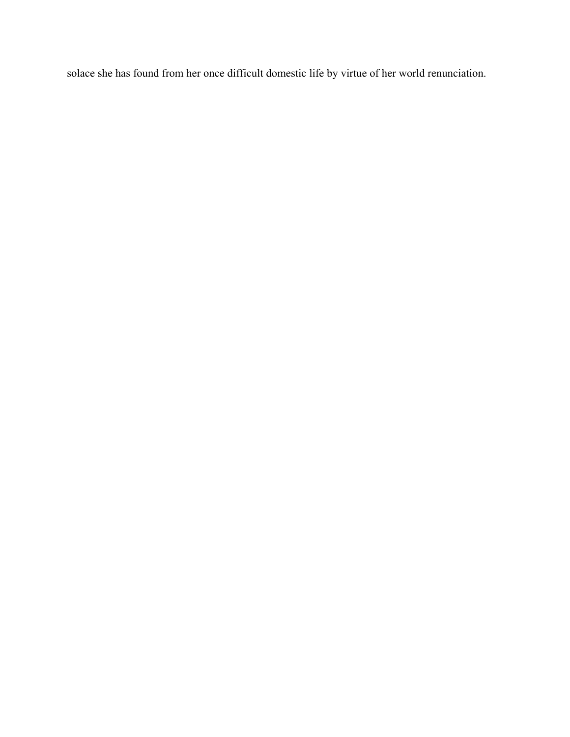solace she has found from her once difficult domestic life by virtue of her world renunciation.